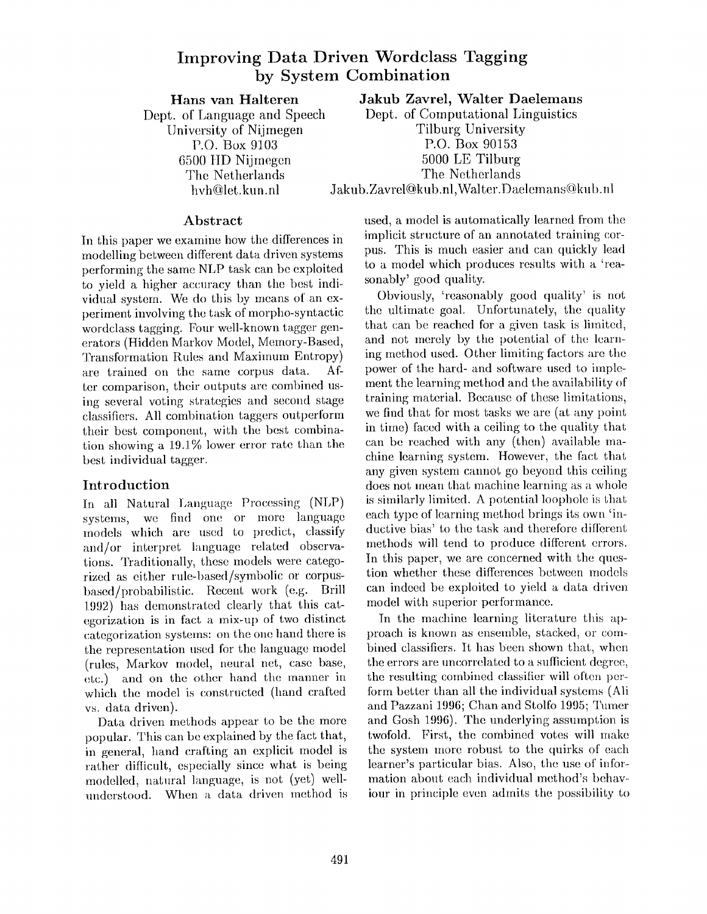# Improving Data Driven Wordclass Tagging by System Combination

**Hans van Halteren**
Dept. of Language and Speech
University of Nijmegen
P.O. Box 9103
6500 HD Nijmegen
The Netherlands
hvh@let.kun.nl

**Jakub Zavrel, Walter Daelemans**
Dept. of Computational Linguistics
Tilburg University
P.O. Box 90153
5000 LE Tilburg
The Netherlands
Jakub.Zavrel@kub.nl, Walter.Daelemans@kub.nl

## Abstract

In this paper we examine how the differences in modelling between different data driven systems performing the same NLP task can be exploited to yield a higher accuracy than the best individual system. We do this by means of an experiment involving the task of morpho-syntactic wordclass tagging. Four well-known tagger generators (Hidden Markov Model, Memory-Based, Transformation Rules and Maximum Entropy) are trained on the same corpus data. After comparison, their outputs are combined using several voting strategies and second stage classifiers. All combination taggers outperform their best component, with the best combination showing a 19.1% lower error rate than the best individual tagger.

## Introduction

In all Natural Language Processing (NLP) systems, we find one or more language models which are used to predict, classify and/or interpret language related observations. Traditionally, these models were categorized as either rule-based/symbolic or corpus-based/probabilistic. Recent work (e.g. Brill 1992) has demonstrated clearly that this categorization is in fact a mix-up of two distinct categorization systems: on the one hand there is the representation used for the language model (rules, Markov model, neural net, case base, etc.) and on the other hand the manner in which the model is constructed (hand crafted vs. data driven).

Data driven methods appear to be the more popular. This can be explained by the fact that, in general, hand crafting an explicit model is rather difficult, especially since what is being modelled, natural language, is not (yet) well-understood. When a data driven method is used, a model is automatically learned from the implicit structure of an annotated training corpus. This is much easier and can quickly lead to a model which produces results with a 'reasonably' good quality.

Obviously, 'reasonably good quality' is not the ultimate goal. Unfortunately, the quality that can be reached for a given task is limited, and not merely by the potential of the learning method used. Other limiting factors are the power of the hard- and software used to implement the learning method and the availability of training material. Because of these limitations, we find that for most tasks we are (at any point in time) faced with a ceiling to the quality that can be reached with any (then) available machine learning system. However, the fact that any given system cannot go beyond this ceiling does not mean that machine learning as a whole is similarly limited. A potential loophole is that each type of learning method brings its own 'inductive bias' to the task and therefore different methods will tend to produce different errors. In this paper, we are concerned with the question whether these differences between models can indeed be exploited to yield a data driven model with superior performance.

In the machine learning literature this approach is known as ensemble, stacked, or combined classifiers. It has been shown that, when the errors are uncorrelated to a sufficient degree, the resulting combined classifier will often perform better than all the individual systems (Ali and Pazzani 1996; Chan and Stolfo 1995; Tumer and Gosh 1996). The underlying assumption is twofold. First, the combined votes will make the system more robust to the quirks of each learner's particular bias. Also, the use of information about each individual method's behaviour in principle even admits the possibility to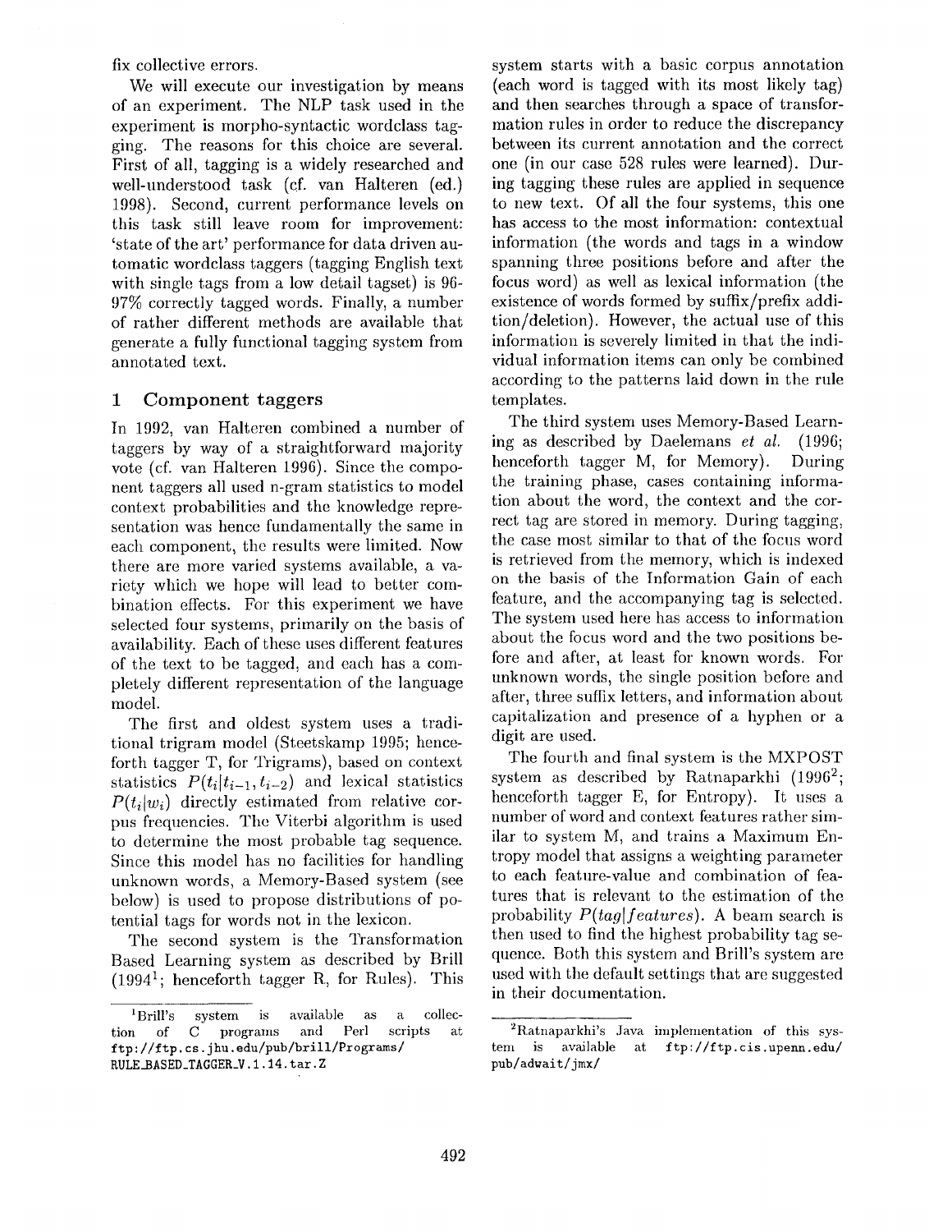fix collective errors.

We will execute our investigation by means of an experiment. The NLP task used in the experiment is morpho-syntactic wordclass tagging. The reasons for this choice are several. First of all, tagging is a widely researched and well-understood task (cf. van Halteren (ed.) 1998). Second, current performance levels on this task still leave room for improvement: 'state of the art' performance for data driven automatic wordclass taggers (tagging English text with single tags from a low detail tagset) is 96-97% correctly tagged words. Finally, a number of rather different methods are available that generate a fully functional tagging system from annotated text.

## 1 Component taggers

In 1992, van Halteren combined a number of taggers by way of a straightforward majority vote (cf. van Halteren 1996). Since the component taggers all used n-gram statistics to model context probabilities and the knowledge representation was hence fundamentally the same in each component, the results were limited. Now there are more varied systems available, a variety which we hope will lead to better combination effects. For this experiment we have selected four systems, primarily on the basis of availability. Each of these uses different features of the text to be tagged, and each has a completely different representation of the language model.

The first and oldest system uses a traditional trigram model (Steetskamp 1995; henceforth tagger T, for Trigrams), based on context statistics $P(t_i|t_{i-1}, t_{i-2})$ and lexical statistics $P(t_i|w_i)$ directly estimated from relative corpus frequencies. The Viterbi algorithm is used to determine the most probable tag sequence. Since this model has no facilities for handling unknown words, a Memory-Based system (see below) is used to propose distributions of potential tags for words not in the lexicon.

The second system is the Transformation Based Learning system as described by Brill (1994[1]; henceforth tagger R, for Rules). This system starts with a basic corpus annotation (each word is tagged with its most likely tag) and then searches through a space of transformation rules in order to reduce the discrepancy between its current annotation and the correct one (in our case 528 rules were learned). During tagging these rules are applied in sequence to new text. Of all the four systems, this one has access to the most information: contextual information (the words and tags in a window spanning three positions before and after the focus word) as well as lexical information (the existence of words formed by suffix/prefix addition/deletion). However, the actual use of this information is severely limited in that the individual information items can only be combined according to the patterns laid down in the rule templates.

The third system uses Memory-Based Learning as described by Daelemans *et al.* (1996; henceforth tagger M, for Memory). During the training phase, cases containing information about the word, the context and the correct tag are stored in memory. During tagging, the case most similar to that of the focus word is retrieved from the memory, which is indexed on the basis of the Information Gain of each feature, and the accompanying tag is selected. The system used here has access to information about the focus word and the two positions before and after, at least for known words. For unknown words, the single position before and after, three suffix letters, and information about capitalization and presence of a hyphen or a digit are used.

The fourth and final system is the MXPOST system as described by Ratnaparkhi (1996[2]; henceforth tagger E, for Entropy). It uses a number of word and context features rather similar to system M, and trains a Maximum Entropy model that assigns a weighting parameter to each feature-value and combination of features that is relevant to the estimation of the probability $P(tag|features)$. A beam search is then used to find the highest probability tag sequence. Both this system and Brill's system are used with the default settings that are suggested in their documentation.

[1] Brill's system is available as a collection of C programs and Perl scripts at ftp://ftp.cs.jhu.edu/pub/brill/Programs/RULE_BASED_TAGGER_V.1.14.tar.Z

[2] Ratnaparkhi's Java implementation of this system is available at ftp://ftp.cis.upenn.edu/pub/adwait/jmx/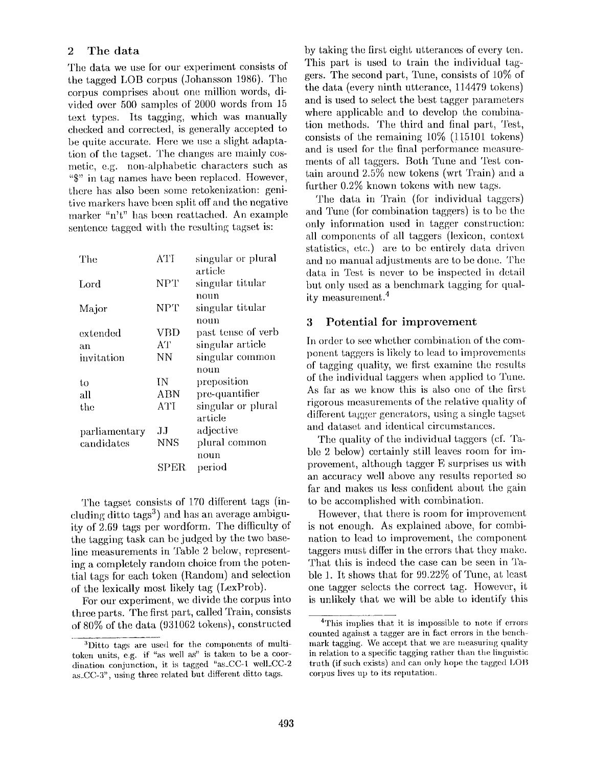## 2 The data

The data we use for our experiment consists of the tagged LOB corpus (Johansson 1986). The corpus comprises about one million words, divided over 500 samples of 2000 words from 15 text types. Its tagging, which was manually checked and corrected, is generally accepted to be quite accurate. Here we use a slight adaptation of the tagset. The changes are mainly cosmetic, e.g. non-alphabetic characters such as "$" in tag names have been replaced. However, there has also been some retokenization: genitive markers have been split off and the negative marker "n't" has been reattached. An example sentence tagged with the resulting tagset is:

| | | |
|---|---|---|
| The | ATI | singular or plural article |
| Lord | NPT | singular titular noun |
| Major | NPT | singular titular noun |
| extended | VBD | past tense of verb |
| an | AT | singular article |
| invitation | NN | singular common noun |
| to | IN | preposition |
| all | ABN | pre-quantifier |
| the | ATI | singular or plural article |
| parliamentary | JJ | adjective |
| candidates | NNS | plural common noun |
| | SPER | period |

The tagset consists of 170 different tags (including ditto tags[3]) and has an average ambiguity of 2.69 tags per wordform. The difficulty of the tagging task can be judged by the two baseline measurements in Table 2 below, representing a completely random choice from the potential tags for each token (Random) and selection of the lexically most likely tag (LexProb).

For our experiment, we divide the corpus into three parts. The first part, called Train, consists of 80% of the data (931062 tokens), constructed by taking the first eight utterances of every ten. This part is used to train the individual taggers. The second part, Tune, consists of 10% of the data (every ninth utterance, 114479 tokens) and is used to select the best tagger parameters where applicable and to develop the combination methods. The third and final part, Test, consists of the remaining 10% (115101 tokens) and is used for the final performance measurements of all taggers. Both Tune and Test contain around 2.5% new tokens (wrt Train) and a further 0.2% known tokens with new tags.

The data in Train (for individual taggers) and Tune (for combination taggers) is to be the only information used in tagger construction: all components of all taggers (lexicon, context statistics, etc.) are to be entirely data driven and no manual adjustments are to be done. The data in Test is never to be inspected in detail but only used as a benchmark tagging for quality measurement.[4]

## 3 Potential for improvement

In order to see whether combination of the component taggers is likely to lead to improvements of tagging quality, we first examine the results of the individual taggers when applied to Tune. As far as we know this is also one of the first rigorous measurements of the relative quality of different tagger generators, using a single tagset and dataset and identical circumstances.

The quality of the individual taggers (cf. Table 2 below) certainly still leaves room for improvement, although tagger E surprises us with an accuracy well above any results reported so far and makes us less confident about the gain to be accomplished with combination.

However, that there is room for improvement is not enough. As explained above, for combination to lead to improvement, the component taggers must differ in the errors that they make. That this is indeed the case can be seen in Table 1. It shows that for 99.22% of Tune, at least one tagger selects the correct tag. However, it is unlikely that we will be able to identify this

---

[3] Ditto tags are used for the components of multi-token units, e.g. if "as well as" is taken to be a coordination conjunction, it is tagged "as_CC-1 well_CC-2 as_CC-3", using three related but different ditto tags.

[4] This implies that it is impossible to note if errors counted against a tagger are in fact errors in the benchmark tagging. We accept that we are measuring quality in relation to a specific tagging rather than the linguistic truth (if such exists) and can only hope the tagged LOB corpus lives up to its reputation.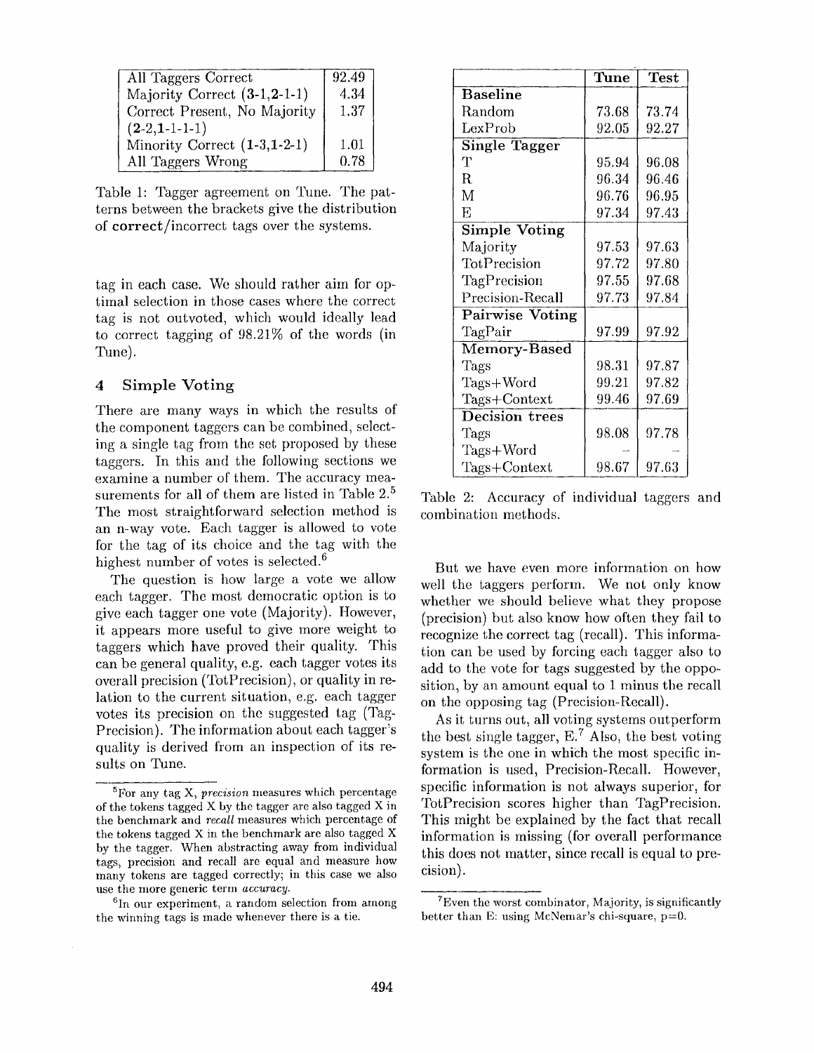| All Taggers Correct | 92.49 |
|---|---|
| Majority Correct (**3**-1,**2**-1-1) | 4.34 |
| Correct Present, No Majority (**2**-2,**1**-1-1-1) | 1.37 |
| Minority Correct (**1**-3,**1**-2-1) | 1.01 |
| All Taggers Wrong | 0.78 |

Table 1: Tagger agreement on Tune. The patterns between the brackets give the distribution of **correct**/incorrect tags over the systems.

tag in each case. We should rather aim for optimal selection in those cases where the correct tag is not outvoted, which would ideally lead to correct tagging of 98.21% of the words (in Tune).

## 4 Simple Voting

There are many ways in which the results of the component taggers can be combined, selecting a single tag from the set proposed by these taggers. In this and the following sections we examine a number of them. The accuracy measurements for all of them are listed in Table 2.[5] The most straightforward selection method is an n-way vote. Each tagger is allowed to vote for the tag of its choice and the tag with the highest number of votes is selected.[6]

The question is how large a vote we allow each tagger. The most democratic option is to give each tagger one vote (Majority). However, it appears more useful to give more weight to taggers which have proved their quality. This can be general quality, e.g. each tagger votes its overall precision (TotPrecision), or quality in relation to the current situation, e.g. each tagger votes its precision on the suggested tag (TagPrecision). The information about each tagger's quality is derived from an inspection of its results on Tune.

|  | **Tune** | **Test** |
|---|---|---|
| **Baseline** | | |
| Random | 73.68 | 73.74 |
| LexProb | 92.05 | 92.27 |
| **Single Tagger** | | |
| T | 95.94 | 96.08 |
| R | 96.34 | 96.46 |
| M | 96.76 | 96.95 |
| E | 97.34 | 97.43 |
| **Simple Voting** | | |
| Majority | 97.53 | 97.63 |
| TotPrecision | 97.72 | 97.80 |
| TagPrecision | 97.55 | 97.68 |
| Precision-Recall | 97.73 | 97.84 |
| **Pairwise Voting** | | |
| TagPair | 97.99 | 97.92 |
| **Memory-Based** | | |
| Tags | 98.31 | 97.87 |
| Tags+Word | 99.21 | 97.82 |
| Tags+Context | 99.46 | 97.69 |
| **Decision trees** | | |
| Tags | 98.08 | 97.78 |
| Tags+Word | – | – |
| Tags+Context | 98.67 | 97.63 |

Table 2: Accuracy of individual taggers and combination methods.

But we have even more information on how well the taggers perform. We not only know whether we should believe what they propose (precision) but also know how often they fail to recognize the correct tag (recall). This information can be used by forcing each tagger also to add to the vote for tags suggested by the opposition, by an amount equal to 1 minus the recall on the opposing tag (Precision-Recall).

As it turns out, all voting systems outperform the best single tagger, E.[7] Also, the best voting system is the one in which the most specific information is used, Precision-Recall. However, specific information is not always superior, for TotPrecision scores higher than TagPrecision. This might be explained by the fact that recall information is missing (for overall performance this does not matter, since recall is equal to precision).

---

[5] For any tag X, *precision* measures which percentage of the tokens tagged X by the tagger are also tagged X in the benchmark and *recall* measures which percentage of the tokens tagged X in the benchmark are also tagged X by the tagger. When abstracting away from individual tags, precision and recall are equal and measure how many tokens are tagged correctly; in this case we also use the more generic term *accuracy*.

[6] In our experiment, a random selection from among the winning tags is made whenever there is a tie.

[7] Even the worst combinator, Majority, is significantly better than E: using McNemar's chi-square, p=0.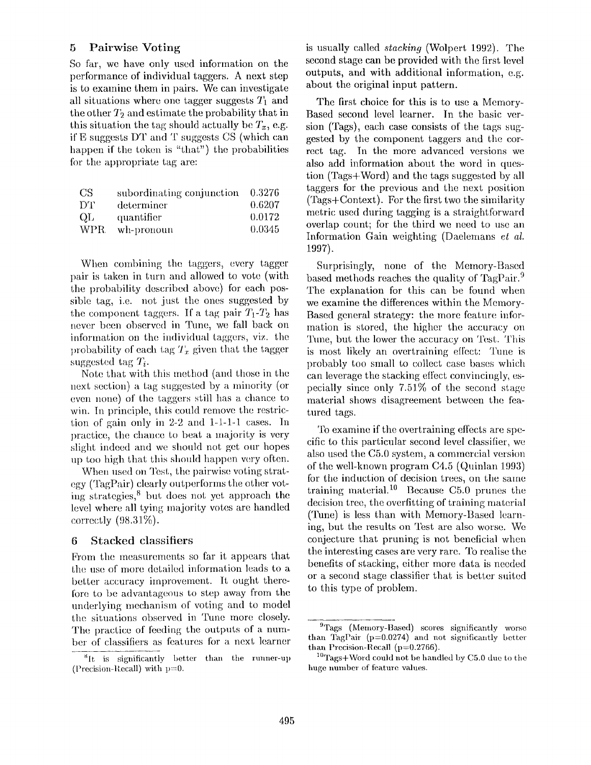## 5 Pairwise Voting

So far, we have only used information on the performance of individual taggers. A next step is to examine them in pairs. We can investigate all situations where one tagger suggests $T_1$ and the other $T_2$ and estimate the probability that in this situation the tag should actually be $T_x$, e.g. if E suggests DT and T suggests CS (which can happen if the token is "that") the probabilities for the appropriate tag are:

| | | |
|---|---|---|
| CS | subordinating conjunction | 0.3276 |
| DT | determiner | 0.6207 |
| QL | quantifier | 0.0172 |
| WPR | wh-pronoun | 0.0345 |

When combining the taggers, every tagger pair is taken in turn and allowed to vote (with the probability described above) for each possible tag, i.e. not just the ones suggested by the component taggers. If a tag pair $T_1$-$T_2$ has never been observed in Tune, we fall back on information on the individual taggers, viz. the probability of each tag $T_x$ given that the tagger suggested tag $T_i$.

Note that with this method (and those in the next section) a tag suggested by a minority (or even none) of the taggers still has a chance to win. In principle, this could remove the restriction of gain only in 2-2 and 1-1-1-1 cases. In practice, the chance to beat a majority is very slight indeed and we should not get our hopes up too high that this should happen very often.

When used on Test, the pairwise voting strategy (TagPair) clearly outperforms the other voting strategies,[8] but does not yet approach the level where all tying majority votes are handled correctly (98.31%).

## 6 Stacked classifiers

From the measurements so far it appears that the use of more detailed information leads to a better accuracy improvement. It ought therefore to be advantageous to step away from the underlying mechanism of voting and to model the situations observed in Tune more closely. The practice of feeding the outputs of a number of classifiers as features for a next learner is usually called *stacking* (Wolpert 1992). The second stage can be provided with the first level outputs, and with additional information, e.g. about the original input pattern.

The first choice for this is to use a Memory-Based second level learner. In the basic version (Tags), each case consists of the tags suggested by the component taggers and the correct tag. In the more advanced versions we also add information about the word in question (Tags+Word) and the tags suggested by all taggers for the previous and the next position (Tags+Context). For the first two the similarity metric used during tagging is a straightforward overlap count; for the third we need to use an Information Gain weighting (Daelemans *et al.* 1997).

Surprisingly, none of the Memory-Based based methods reaches the quality of TagPair.[9] The explanation for this can be found when we examine the differences within the Memory-Based general strategy: the more feature information is stored, the higher the accuracy on Tune, but the lower the accuracy on Test. This is most likely an overtraining effect: Tune is probably too small to collect case bases which can leverage the stacking effect convincingly, especially since only 7.51% of the second stage material shows disagreement between the featured tags.

To examine if the overtraining effects are specific to this particular second level classifier, we also used the C5.0 system, a commercial version of the well-known program C4.5 (Quinlan 1993) for the induction of decision trees, on the same training material.[10] Because C5.0 prunes the decision tree, the overfitting of training material (Tune) is less than with Memory-Based learning, but the results on Test are also worse. We conjecture that pruning is not beneficial when the interesting cases are very rare. To realise the benefits of stacking, either more data is needed or a second stage classifier that is better suited to this type of problem.

---

[8] It is significantly better than the runner-up (Precision-Recall) with p=0.

[9] Tags (Memory-Based) scores significantly worse than TagPair (p=0.0274) and not significantly better than Precision-Recall (p=0.2766).

[10] Tags+Word could not be handled by C5.0 due to the huge number of feature values.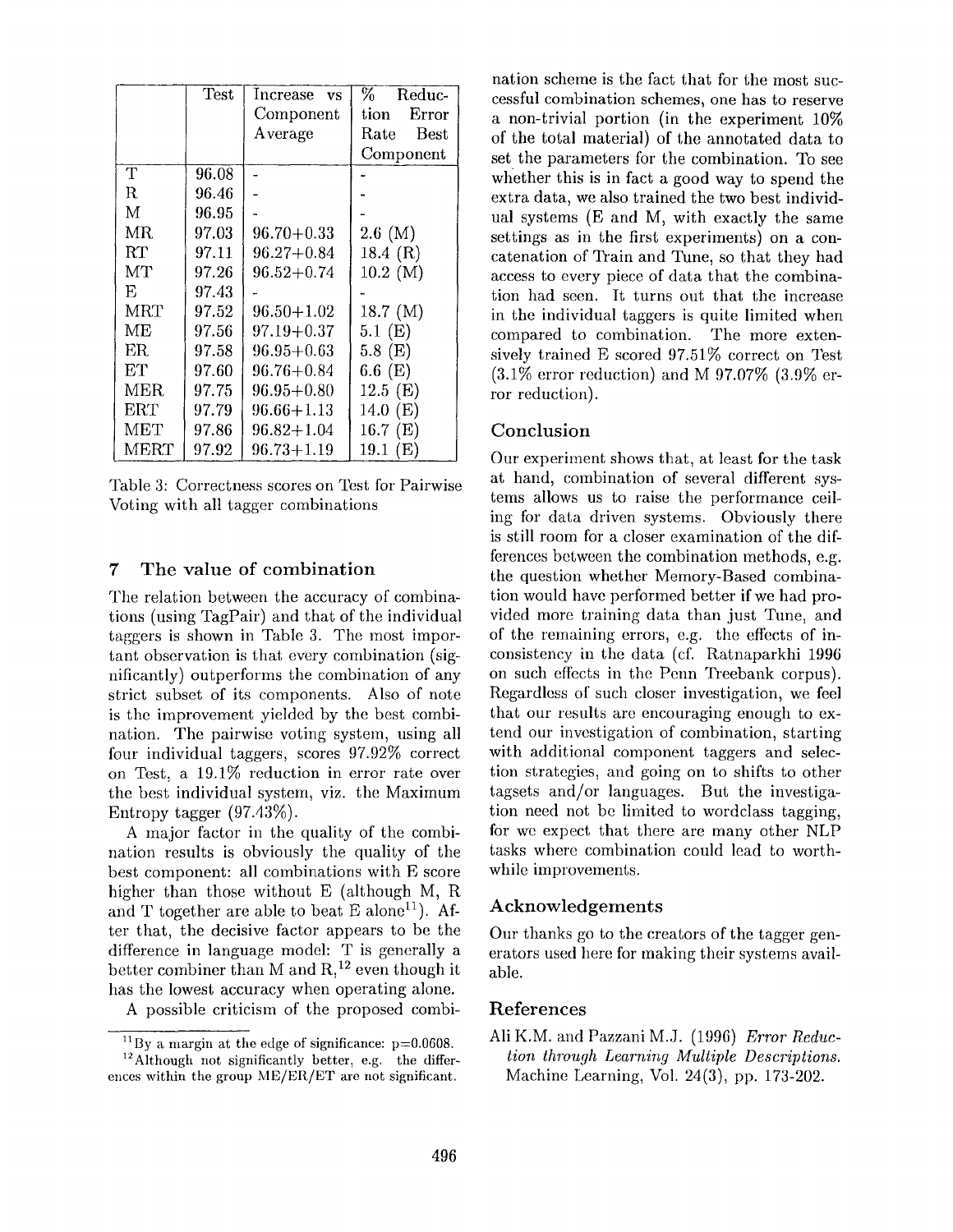| | Test | Increase vs Component Average | % Reduction Error Rate Best Component |
|---|---|---|---|
| T | 96.08 | - | - |
| R | 96.46 | - | - |
| M | 96.95 | - | - |
| MR | 97.03 | 96.70+0.33 | 2.6 (M) |
| RT | 97.11 | 96.27+0.84 | 18.4 (R) |
| MT | 97.26 | 96.52+0.74 | 10.2 (M) |
| E | 97.43 | - | - |
| MRT | 97.52 | 96.50+1.02 | 18.7 (M) |
| ME | 97.56 | 97.19+0.37 | 5.1 (E) |
| ER | 97.58 | 96.95+0.63 | 5.8 (E) |
| ET | 97.60 | 96.76+0.84 | 6.6 (E) |
| MER | 97.75 | 96.95+0.80 | 12.5 (E) |
| ERT | 97.79 | 96.66+1.13 | 14.0 (E) |
| MET | 97.86 | 96.82+1.04 | 16.7 (E) |
| MERT | 97.92 | 96.73+1.19 | 19.1 (E) |

Table 3: Correctness scores on Test for Pairwise Voting with all tagger combinations

## 7 The value of combination

The relation between the accuracy of combinations (using TagPair) and that of the individual taggers is shown in Table 3. The most important observation is that every combination (significantly) outperforms the combination of any strict subset of its components. Also of note is the improvement yielded by the best combination. The pairwise voting system, using all four individual taggers, scores 97.92% correct on Test, a 19.1% reduction in error rate over the best individual system, viz. the Maximum Entropy tagger (97.43%).

A major factor in the quality of the combination results is obviously the quality of the best component: all combinations with E score higher than those without E (although M, R and T together are able to beat E alone[11]). After that, the decisive factor appears to be the difference in language model: T is generally a better combiner than M and R,[12] even though it has the lowest accuracy when operating alone.

A possible criticism of the proposed combination scheme is the fact that for the most successful combination schemes, one has to reserve a non-trivial portion (in the experiment 10% of the total material) of the annotated data to set the parameters for the combination. To see whether this is in fact a good way to spend the extra data, we also trained the two best individual systems (E and M, with exactly the same settings as in the first experiments) on a concatenation of Train and Tune, so that they had access to every piece of data that the combination had seen. It turns out that the increase in the individual taggers is quite limited when compared to combination. The more extensively trained E scored 97.51% correct on Test (3.1% error reduction) and M 97.07% (3.9% error reduction).

[11] By a margin at the edge of significance: p=0.0608.

[12] Although not significantly better, e.g. the differences within the group ME/ER/ET are not significant.

## Conclusion

Our experiment shows that, at least for the task at hand, combination of several different systems allows us to raise the performance ceiling for data driven systems. Obviously there is still room for a closer examination of the differences between the combination methods, e.g. the question whether Memory-Based combination would have performed better if we had provided more training data than just Tune, and of the remaining errors, e.g. the effects of inconsistency in the data (cf. Ratnaparkhi 1996 on such effects in the Penn Treebank corpus). Regardless of such closer investigation, we feel that our results are encouraging enough to extend our investigation of combination, starting with additional component taggers and selection strategies, and going on to shifts to other tagsets and/or languages. But the investigation need not be limited to wordclass tagging, for we expect that there are many other NLP tasks where combination could lead to worthwhile improvements.

## Acknowledgements

Our thanks go to the creators of the tagger generators used here for making their systems available.

## References

Ali K.M. and Pazzani M.J. (1996) *Error Reduction through Learning Multiple Descriptions.* Machine Learning, Vol. 24(3), pp. 173-202.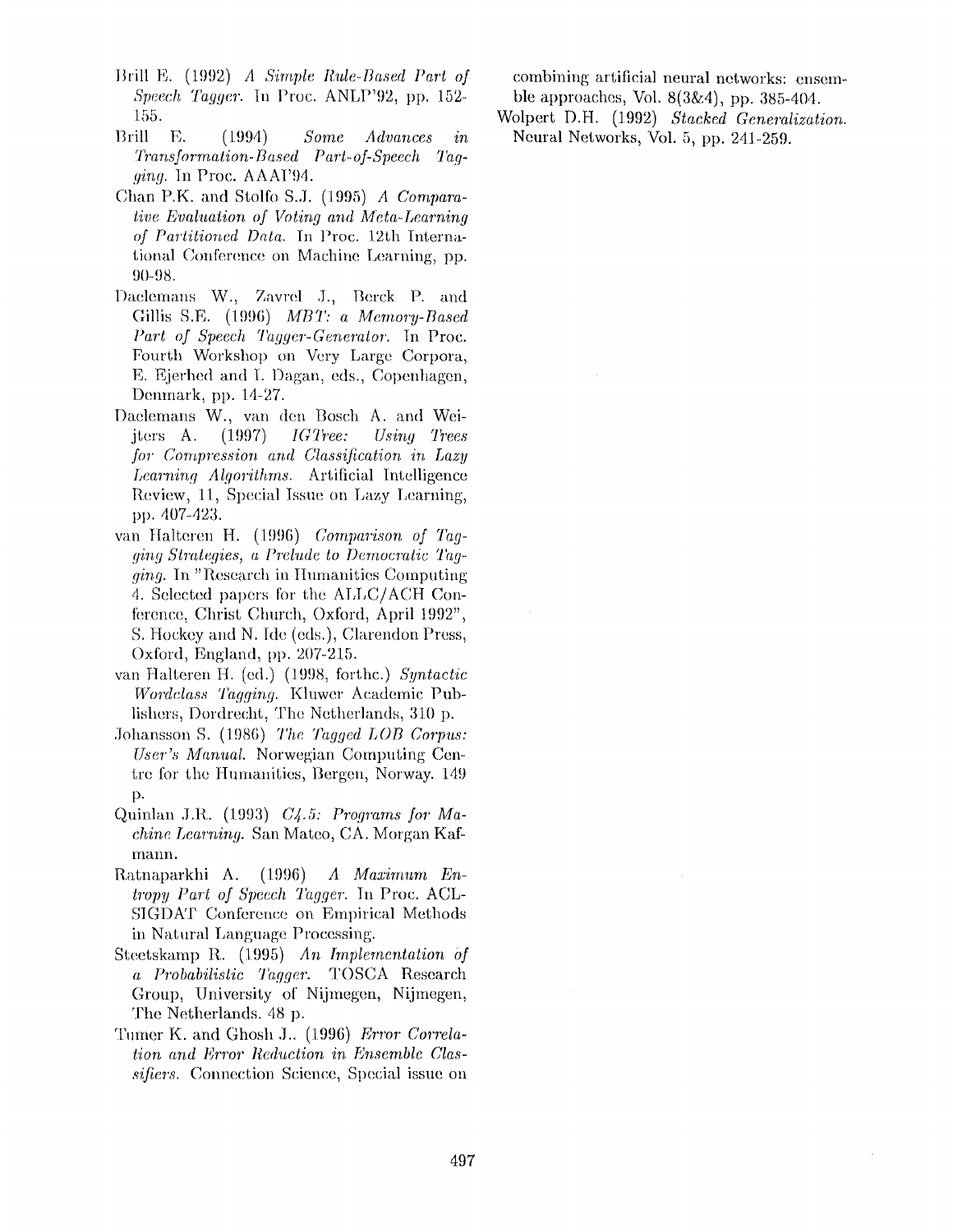Brill E. (1992) *A Simple Rule-Based Part of Speech Tagger*. In Proc. ANLP'92, pp. 152-155.

Brill E. (1994) *Some Advances in Transformation-Based Part-of-Speech Tagging*. In Proc. AAAI'94.

Chan P.K. and Stolfo S.J. (1995) *A Comparative Evaluation of Voting and Meta-Learning of Partitioned Data*. In Proc. 12th International Conference on Machine Learning, pp. 90-98.

Daelemans W., Zavrel J., Berck P. and Gillis S.E. (1996) *MBT: a Memory-Based Part of Speech Tagger-Generator*. In Proc. Fourth Workshop on Very Large Corpora, E. Ejerhed and I. Dagan, eds., Copenhagen, Denmark, pp. 14-27.

Daelemans W., van den Bosch A. and Weijters A. (1997) *IGTree: Using Trees for Compression and Classification in Lazy Learning Algorithms*. Artificial Intelligence Review, 11, Special Issue on Lazy Learning, pp. 407-423.

van Halteren H. (1996) *Comparison of Tagging Strategies, a Prelude to Democratic Tagging*. In "Research in Humanities Computing 4. Selected papers for the ALLC/ACH Conference, Christ Church, Oxford, April 1992", S. Hockey and N. Ide (eds.), Clarendon Press, Oxford, England, pp. 207-215.

van Halteren H. (ed.) (1998, forthc.) *Syntactic Wordclass Tagging*. Kluwer Academic Publishers, Dordrecht, The Netherlands, 310 p.

Johansson S. (1986) *The Tagged LOB Corpus: User's Manual*. Norwegian Computing Centre for the Humanities, Bergen, Norway. 149 p.

Quinlan J.R. (1993) *C4.5: Programs for Machine Learning*. San Mateo, CA. Morgan Kafmann.

Ratnaparkhi A. (1996) *A Maximum Entropy Part of Speech Tagger*. In Proc. ACL-SIGDAT Conference on Empirical Methods in Natural Language Processing.

Steetskamp R. (1995) *An Implementation of a Probabilistic Tagger*. TOSCA Research Group, University of Nijmegen, Nijmegen, The Netherlands. 48 p.

Tumer K. and Ghosh J.. (1996) *Error Correlation and Error Reduction in Ensemble Classifiers*. Connection Science, Special issue on combining artificial neural networks: ensemble approaches, Vol. 8(3&4), pp. 385-404.

Wolpert D.H. (1992) *Stacked Generalization*. Neural Networks, Vol. 5, pp. 241-259.